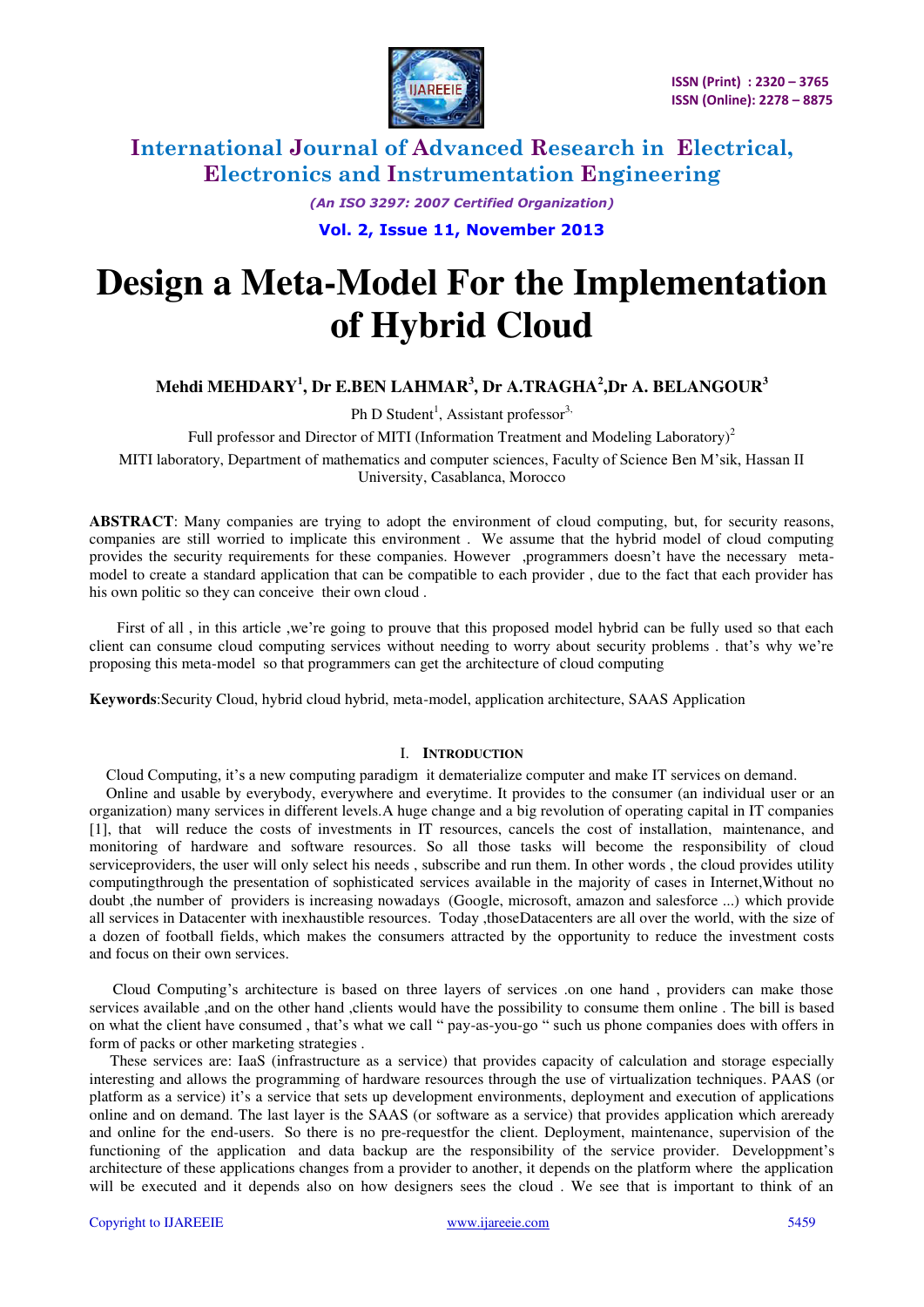# Design a Meta-Model For the Implementation of Hybrid Cloud

**Mehdi MEHDARY[1], Dr E.BEN LAHMAR[3], Dr A.TRAGHA[2],Dr A. BELANGOUR[3]**

Ph D Student[1], Assistant professor[3,]

Full professor and Director of MITI (Information Treatment and Modeling Laboratory)[2]

MITI laboratory, Department of mathematics and computer sciences, Faculty of Science Ben M'sik, Hassan II University, Casablanca, Morocco

**ABSTRACT**: Many companies are trying to adopt the environment of cloud computing, but, for security reasons, companies are still worried to implicate this environment . We assume that the hybrid model of cloud computing provides the security requirements for these companies. However ,programmers doesn't have the necessary meta-model to create a standard application that can be compatible to each provider , due to the fact that each provider has his own politic so they can conceive their own cloud .

First of all , in this article ,we're going to prouve that this proposed model hybrid can be fully used so that each client can consume cloud computing services without needing to worry about security problems . that's why we're proposing this meta-model so that programmers can get the architecture of cloud computing

**Keywords**:Security Cloud, hybrid cloud hybrid, meta-model, application architecture, SAAS Application

## I. Introduction

Cloud Computing, it's a new computing paradigm it dematerialize computer and make IT services on demand.

Online and usable by everybody, everywhere and everytime. It provides to the consumer (an individual user or an organization) many services in different levels.A huge change and a big revolution of operating capital in IT companies [1], that will reduce the costs of investments in IT resources, cancels the cost of installation, maintenance, and monitoring of hardware and software resources. So all those tasks will become the responsibility of cloud serviceproviders, the user will only select his needs , subscribe and run them. In other words , the cloud provides utility computingthrough the presentation of sophisticated services available in the majority of cases in Internet,Without no doubt ,the number of providers is increasing nowadays (Google, microsoft, amazon and salesforce ...) which provide all services in Datacenter with inexhaustible resources. Today ,thoseDatacenters are all over the world, with the size of a dozen of football fields, which makes the consumers attracted by the opportunity to reduce the investment costs and focus on their own services.

Cloud Computing's architecture is based on three layers of services .on one hand , providers can make those services available ,and on the other hand ,clients would have the possibility to consume them online . The bill is based on what the client have consumed , that's what we call " pay-as-you-go " such us phone companies does with offers in form of packs or other marketing strategies .

These services are: IaaS (infrastructure as a service) that provides capacity of calculation and storage especially interesting and allows the programming of hardware resources through the use of virtualization techniques. PAAS (or platform as a service) it's a service that sets up development environments, deployment and execution of applications online and on demand. The last layer is the SAAS (or software as a service) that provides application which areready and online for the end-users. So there is no pre-requestfor the client. Deployment, maintenance, supervision of the functioning of the application and data backup are the responsibility of the service provider. Developpment's architecture of these applications changes from a provider to another, it depends on the platform where the application will be executed and it depends also on how designers sees the cloud . We see that is important to think of an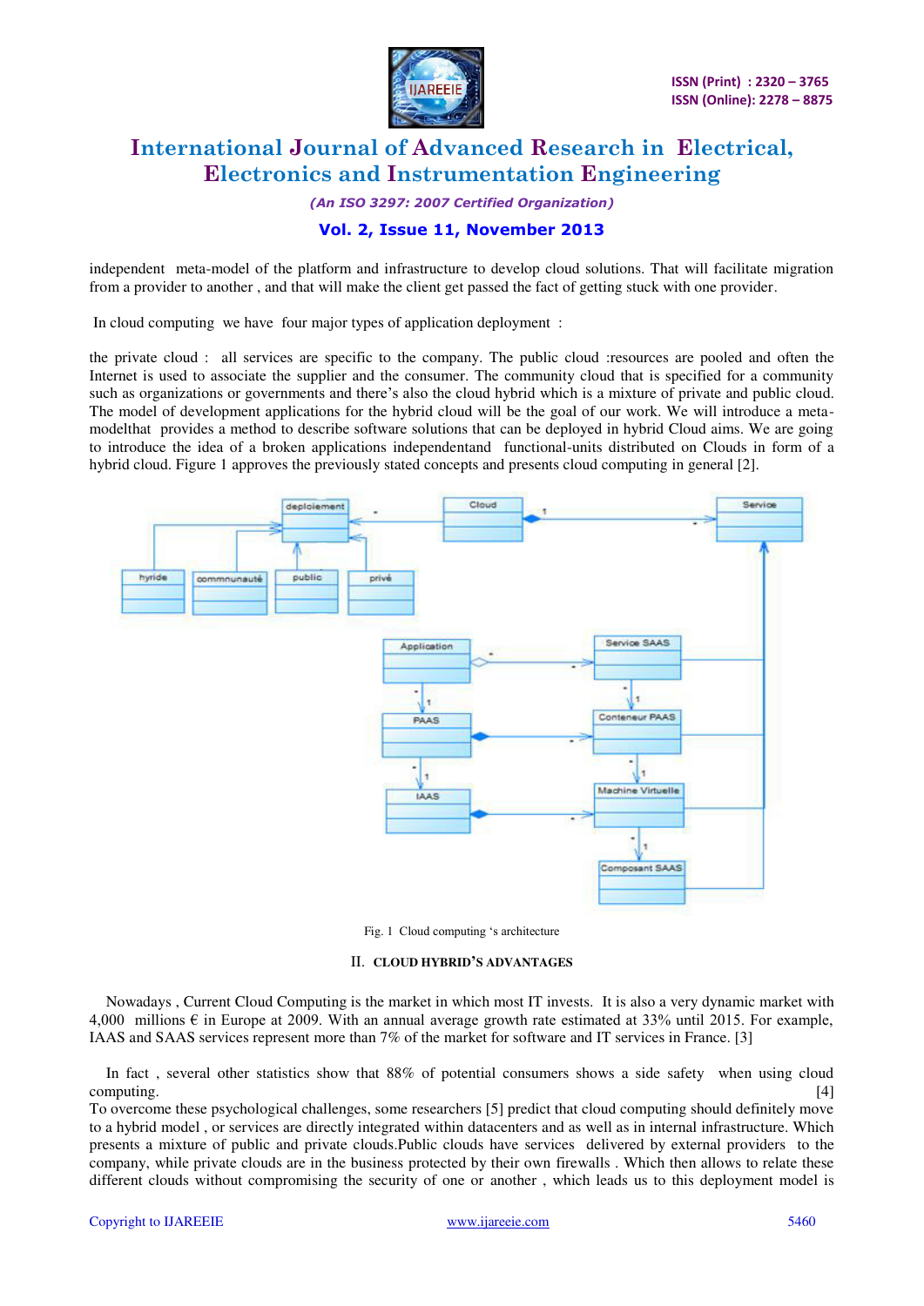independent meta-model of the platform and infrastructure to develop cloud solutions. That will facilitate migration from a provider to another , and that will make the client get passed the fact of getting stuck with one provider.

In cloud computing we have four major types of application deployment :

the private cloud : all services are specific to the company. The public cloud :resources are pooled and often the Internet is used to associate the supplier and the consumer. The community cloud that is specified for a community such as organizations or governments and there's also the cloud hybrid which is a mixture of private and public cloud. The model of development applications for the hybrid cloud will be the goal of our work. We will introduce a meta-modelthat provides a method to describe software solutions that can be deployed in hybrid Cloud aims. We are going to introduce the idea of a broken applications independentand functional-units distributed on Clouds in form of a hybrid cloud. Figure 1 approves the previously stated concepts and presents cloud computing in general [2].

Fig. 1 Cloud computing 's architecture

## II. CLOUD HYBRID'S ADVANTAGES

Nowadays , Current Cloud Computing is the market in which most IT invests. It is also a very dynamic market with 4,000 millions € in Europe at 2009. With an annual average growth rate estimated at 33% until 2015. For example, IAAS and SAAS services represent more than 7% of the market for software and IT services in France. [3]

In fact , several other statistics show that 88% of potential consumers shows a side safety when using cloud computing. [4]
To overcome these psychological challenges, some researchers [5] predict that cloud computing should definitely move to a hybrid model , or services are directly integrated within datacenters and as well as in internal infrastructure. Which presents a mixture of public and private clouds.Public clouds have services delivered by external providers to the company, while private clouds are in the business protected by their own firewalls . Which then allows to relate these different clouds without compromising the security of one or another , which leads us to this deployment model is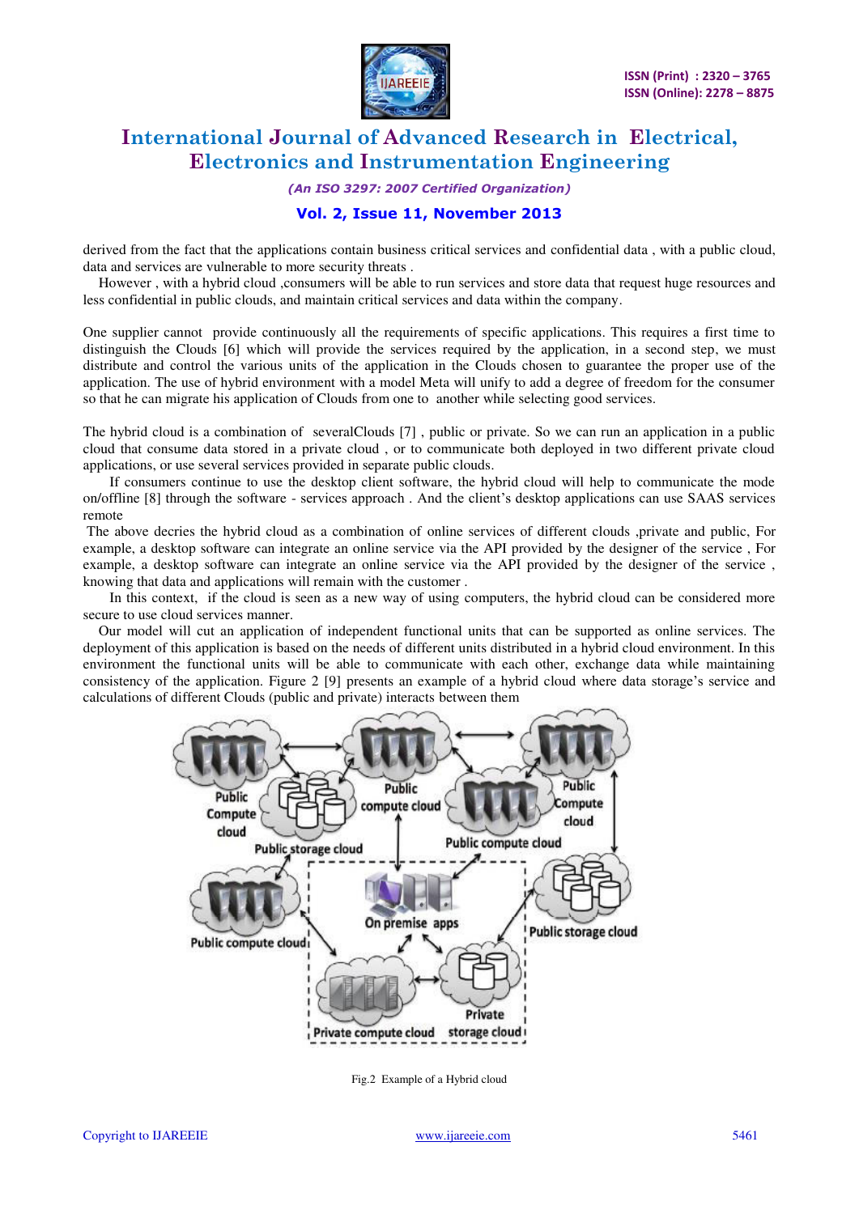derived from the fact that the applications contain business critical services and confidential data , with a public cloud, data and services are vulnerable to more security threats .

However , with a hybrid cloud ,consumers will be able to run services and store data that request huge resources and less confidential in public clouds, and maintain critical services and data within the company.

One supplier cannot provide continuously all the requirements of specific applications. This requires a first time to distinguish the Clouds [6] which will provide the services required by the application, in a second step, we must distribute and control the various units of the application in the Clouds chosen to guarantee the proper use of the application. The use of hybrid environment with a model Meta will unify to add a degree of freedom for the consumer so that he can migrate his application of Clouds from one to another while selecting good services.

The hybrid cloud is a combination of severalClouds [7] , public or private. So we can run an application in a public cloud that consume data stored in a private cloud , or to communicate both deployed in two different private cloud applications, or use several services provided in separate public clouds.

If consumers continue to use the desktop client software, the hybrid cloud will help to communicate the mode on/offline [8] through the software - services approach . And the client's desktop applications can use SAAS services remote

The above decries the hybrid cloud as a combination of online services of different clouds ,private and public, For example, a desktop software can integrate an online service via the API provided by the designer of the service , For example, a desktop software can integrate an online service via the API provided by the designer of the service , knowing that data and applications will remain with the customer .

In this context, if the cloud is seen as a new way of using computers, the hybrid cloud can be considered more secure to use cloud services manner.

Our model will cut an application of independent functional units that can be supported as online services. The deployment of this application is based on the needs of different units distributed in a hybrid cloud environment. In this environment the functional units will be able to communicate with each other, exchange data while maintaining consistency of the application. Figure 2 [9] presents an example of a hybrid cloud where data storage's service and calculations of different Clouds (public and private) interacts between them

Fig.2 Example of a Hybrid cloud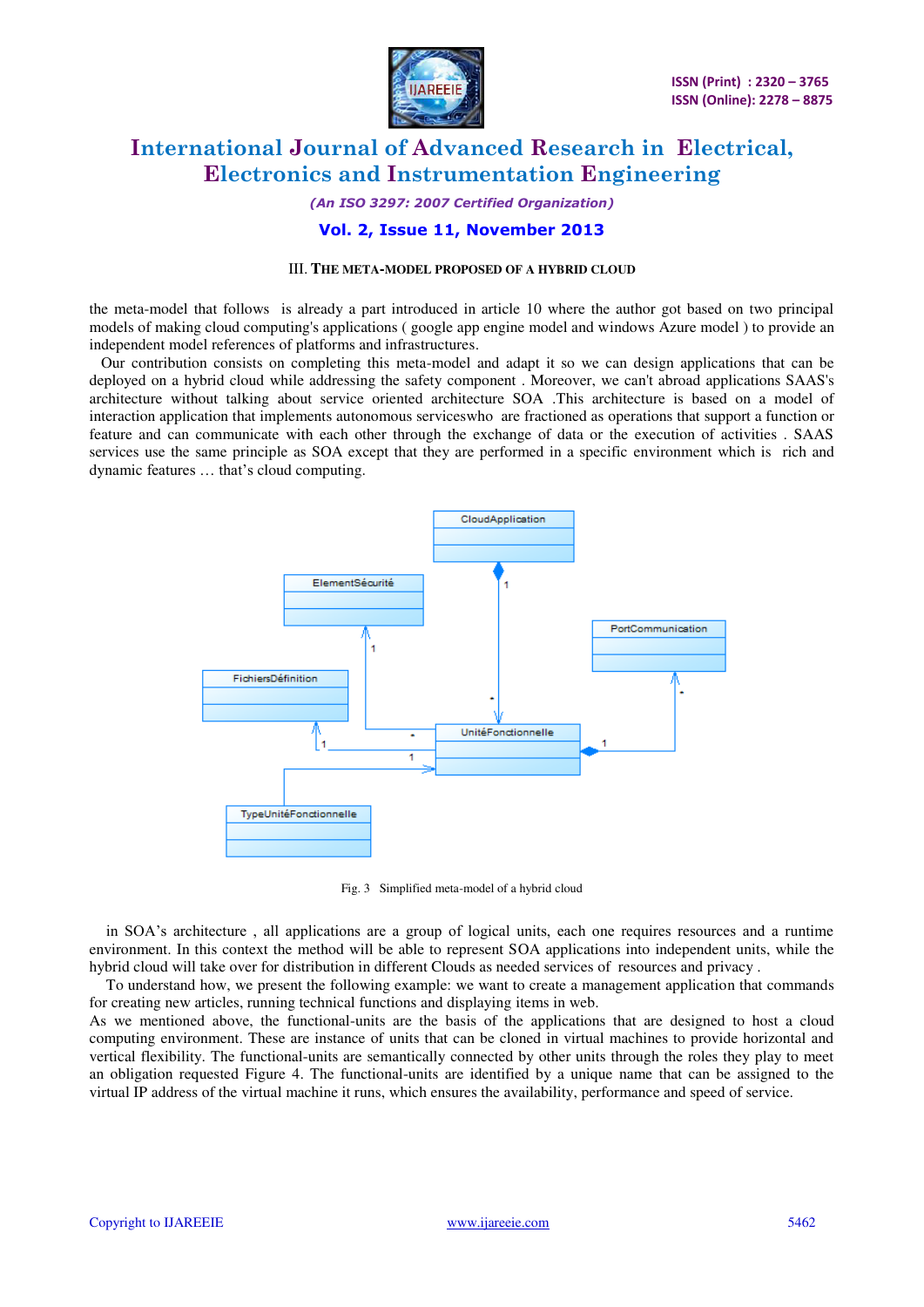### III. THE META-MODEL PROPOSED OF A HYBRID CLOUD

the meta-model that follows is already a part introduced in article 10 where the author got based on two principal models of making cloud computing's applications ( google app engine model and windows Azure model ) to provide an independent model references of platforms and infrastructures.

Our contribution consists on completing this meta-model and adapt it so we can design applications that can be deployed on a hybrid cloud while addressing the safety component . Moreover, we can't abroad applications SAAS's architecture without talking about service oriented architecture SOA .This architecture is based on a model of interaction application that implements autonomous serviceswho are fractioned as operations that support a function or feature and can communicate with each other through the exchange of data or the execution of activities . SAAS services use the same principle as SOA except that they are performed in a specific environment which is rich and dynamic features … that's cloud computing.

Fig. 3 Simplified meta-model of a hybrid cloud

in SOA's architecture , all applications are a group of logical units, each one requires resources and a runtime environment. In this context the method will be able to represent SOA applications into independent units, while the hybrid cloud will take over for distribution in different Clouds as needed services of resources and privacy .

To understand how, we present the following example: we want to create a management application that commands for creating new articles, running technical functions and displaying items in web.

As we mentioned above, the functional-units are the basis of the applications that are designed to host a cloud computing environment. These are instance of units that can be cloned in virtual machines to provide horizontal and vertical flexibility. The functional-units are semantically connected by other units through the roles they play to meet an obligation requested Figure 4. The functional-units are identified by a unique name that can be assigned to the virtual IP address of the virtual machine it runs, which ensures the availability, performance and speed of service.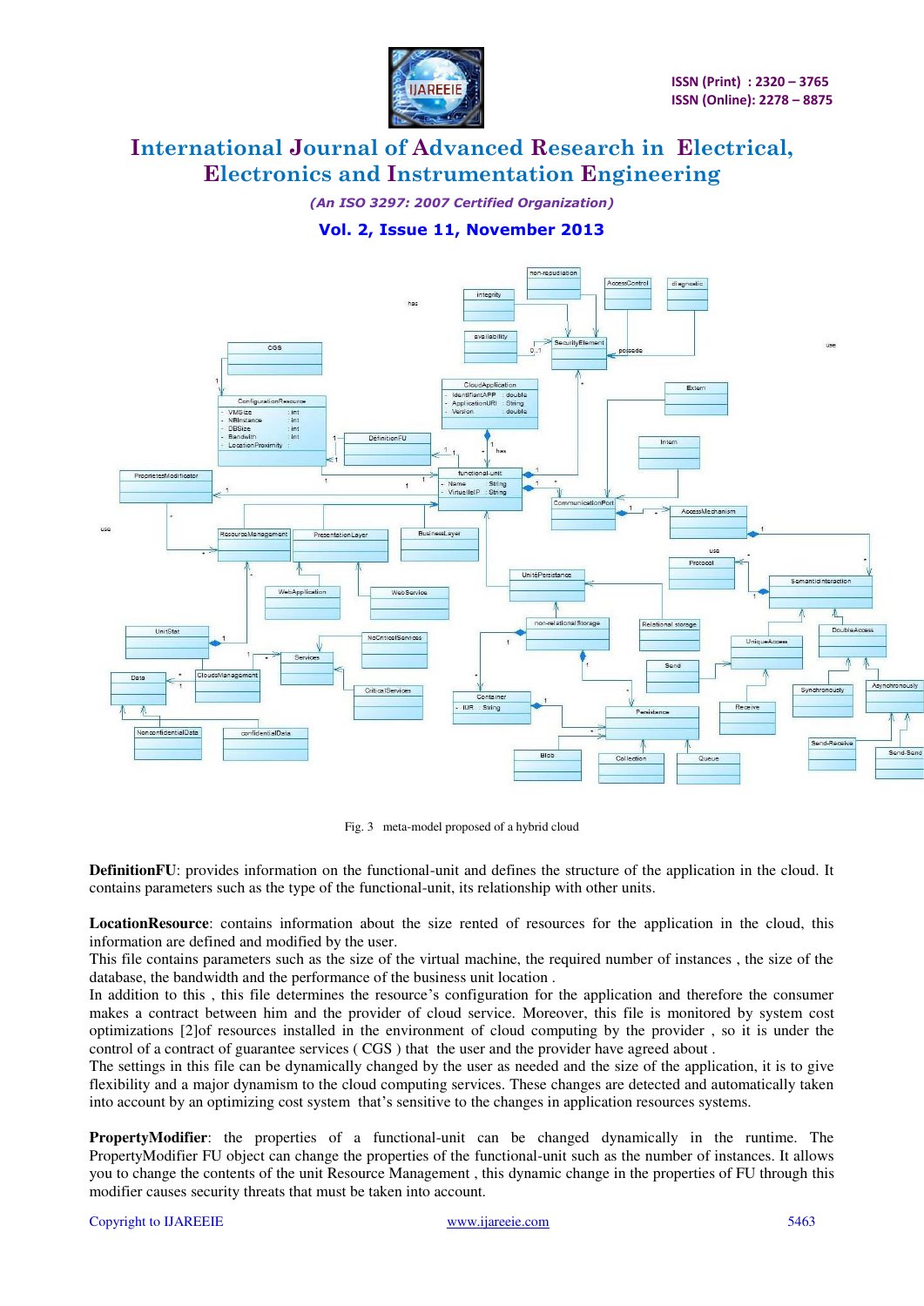Fig. 3 meta-model proposed of a hybrid cloud

**DefinitionFU**: provides information on the functional-unit and defines the structure of the application in the cloud. It contains parameters such as the type of the functional-unit, its relationship with other units.

**LocationResource**: contains information about the size rented of resources for the application in the cloud, this information are defined and modified by the user.
This file contains parameters such as the size of the virtual machine, the required number of instances , the size of the database, the bandwidth and the performance of the business unit location .
In addition to this , this file determines the resource's configuration for the application and therefore the consumer makes a contract between him and the provider of cloud service. Moreover, this file is monitored by system cost optimizations [2]of resources installed in the environment of cloud computing by the provider , so it is under the control of a contract of guarantee services ( CGS ) that the user and the provider have agreed about .
The settings in this file can be dynamically changed by the user as needed and the size of the application, it is to give flexibility and a major dynamism to the cloud computing services. These changes are detected and automatically taken into account by an optimizing cost system that's sensitive to the changes in application resources systems.

**PropertyModifier**: the properties of a functional-unit can be changed dynamically in the runtime. The PropertyModifier FU object can change the properties of the functional-unit such as the number of instances. It allows you to change the contents of the unit Resource Management , this dynamic change in the properties of FU through this modifier causes security threats that must be taken into account.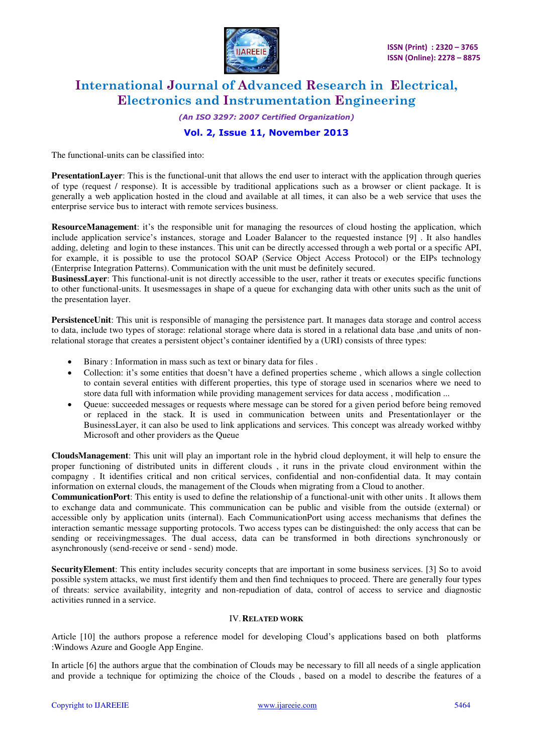The functional-units can be classified into:

**PresentationLayer**: This is the functional-unit that allows the end user to interact with the application through queries of type (request / response). It is accessible by traditional applications such as a browser or client package. It is generally a web application hosted in the cloud and available at all times, it can also be a web service that uses the enterprise service bus to interact with remote services business.

**ResourceManagement**: it's the responsible unit for managing the resources of cloud hosting the application, which include application service's instances, storage and Loader Balancer to the requested instance [9] . It also handles adding, deleting and login to these instances. This unit can be directly accessed through a web portal or a specific API, for example, it is possible to use the protocol SOAP (Service Object Access Protocol) or the EIPs technology (Enterprise Integration Patterns). Communication with the unit must be definitely secured.

**BusinessLayer**: This functional-unit is not directly accessible to the user, rather it treats or executes specific functions to other functional-units. It usesmessages in shape of a queue for exchanging data with other units such as the unit of the presentation layer.

**PersistenceUnit**: This unit is responsible of managing the persistence part. It manages data storage and control access to data, include two types of storage: relational storage where data is stored in a relational data base ,and units of non-relational storage that creates a persistent object's container identified by a (URI) consists of three types:

- Binary : Information in mass such as text or binary data for files .
- Collection: it's some entities that doesn't have a defined properties scheme , which allows a single collection to contain several entities with different properties, this type of storage used in scenarios where we need to store data full with information while providing management services for data access , modification ...
- Queue: succeeded messages or requests where message can be stored for a given period before being removed or replaced in the stack. It is used in communication between units and Presentationlayer or the BusinessLayer, it can also be used to link applications and services. This concept was already worked withby Microsoft and other providers as the Queue

**CloudsManagement**: This unit will play an important role in the hybrid cloud deployment, it will help to ensure the proper functioning of distributed units in different clouds , it runs in the private cloud environment within the compagny . It identifies critical and non critical services, confidential and non-confidential data. It may contain information on external clouds, the management of the Clouds when migrating from a Cloud to another.

**CommunicationPort**: This entity is used to define the relationship of a functional-unit with other units . It allows them to exchange data and communicate. This communication can be public and visible from the outside (external) or accessible only by application units (internal). Each CommunicationPort using access mechanisms that defines the interaction semantic message supporting protocols. Two access types can be distinguished: the only access that can be sending or receivingmessages. The dual access, data can be transformed in both directions synchronously or asynchronously (send-receive or send - send) mode.

**SecurityElement**: This entity includes security concepts that are important in some business services. [3] So to avoid possible system attacks, we must first identify them and then find techniques to proceed. There are generally four types of threats: service availability, integrity and non-repudiation of data, control of access to service and diagnostic activities runned in a service.

## IV. Related Work

Article [10] the authors propose a reference model for developing Cloud's applications based on both platforms :Windows Azure and Google App Engine.

In article [6] the authors argue that the combination of Clouds may be necessary to fill all needs of a single application and provide a technique for optimizing the choice of the Clouds , based on a model to describe the features of a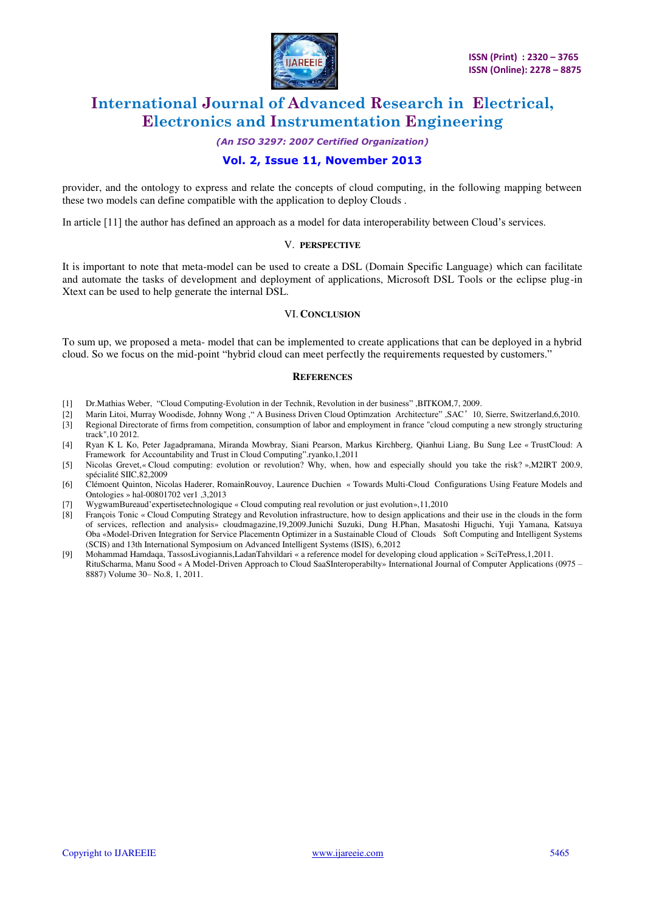provider, and the ontology to express and relate the concepts of cloud computing, in the following mapping between these two models can define compatible with the application to deploy Clouds .

In article [11] the author has defined an approach as a model for data interoperability between Cloud's services.

## V. PERSPECTIVE

It is important to note that meta-model can be used to create a DSL (Domain Specific Language) which can facilitate and automate the tasks of development and deployment of applications, Microsoft DSL Tools or the eclipse plug-in Xtext can be used to help generate the internal DSL.

## VI. CONCLUSION

To sum up, we proposed a meta- model that can be implemented to create applications that can be deployed in a hybrid cloud. So we focus on the mid-point "hybrid cloud can meet perfectly the requirements requested by customers."

## REFERENCES

[1] Dr.Mathias Weber, "Cloud Computing-Evolution in der Technik, Revolution in der business" ,BITKOM,7, 2009.

[2] Marin Litoi, Murray Woodisde, Johnny Wong ," A Business Driven Cloud Optimzation Architecture" ,SAC' 10, Sierre, Switzerland,6,2010.

[3] Regional Directorate of firms from competition, consumption of labor and employment in france "cloud computing a new strongly structuring track",10 2012.

[4] Ryan K L Ko, Peter Jagadpramana, Miranda Mowbray, Siani Pearson, Markus Kirchberg, Qianhui Liang, Bu Sung Lee « TrustCloud: A Framework for Accountability and Trust in Cloud Computing".ryanko,1,2011

[5] Nicolas Grevet,« Cloud computing: evolution or revolution? Why, when, how and especially should you take the risk? »,M2IRT 200.9, spécialité SIIC,82,2009

[6] Clémoent Quinton, Nicolas Haderer, RomainRouvoy, Laurence Duchien « Towards Multi-Cloud Configurations Using Feature Models and Ontologies » hal-00801702 ver1 ,3,2013

[7] WygwamBureaud'expertisetechnologique « Cloud computing real revolution or just evolution»,11,2010

[8] François Tonic « Cloud Computing Strategy and Revolution infrastructure, how to design applications and their use in the clouds in the form of services, reflection and analysis» cloudmagazine,19,2009.Junichi Suzuki, Dung H.Phan, Masatoshi Higuchi, Yuji Yamana, Katsuya Oba «Model-Driven Integration for Service Placementn Optimizer in a Sustainable Cloud of Clouds Soft Computing and Intelligent Systems (SCIS) and 13th International Symposium on Advanced Intelligent Systems (ISIS), 6,2012

[9] Mohammad Hamdaqa, TassosLivogiannis,LadanTahvildari « a reference model for developing cloud application » SciTePress,1,2011. RituScharma, Manu Sood « A Model-Driven Approach to Cloud SaaSInteroperabilty» International Journal of Computer Applications (0975 – 8887) Volume 30– No.8, 1, 2011.